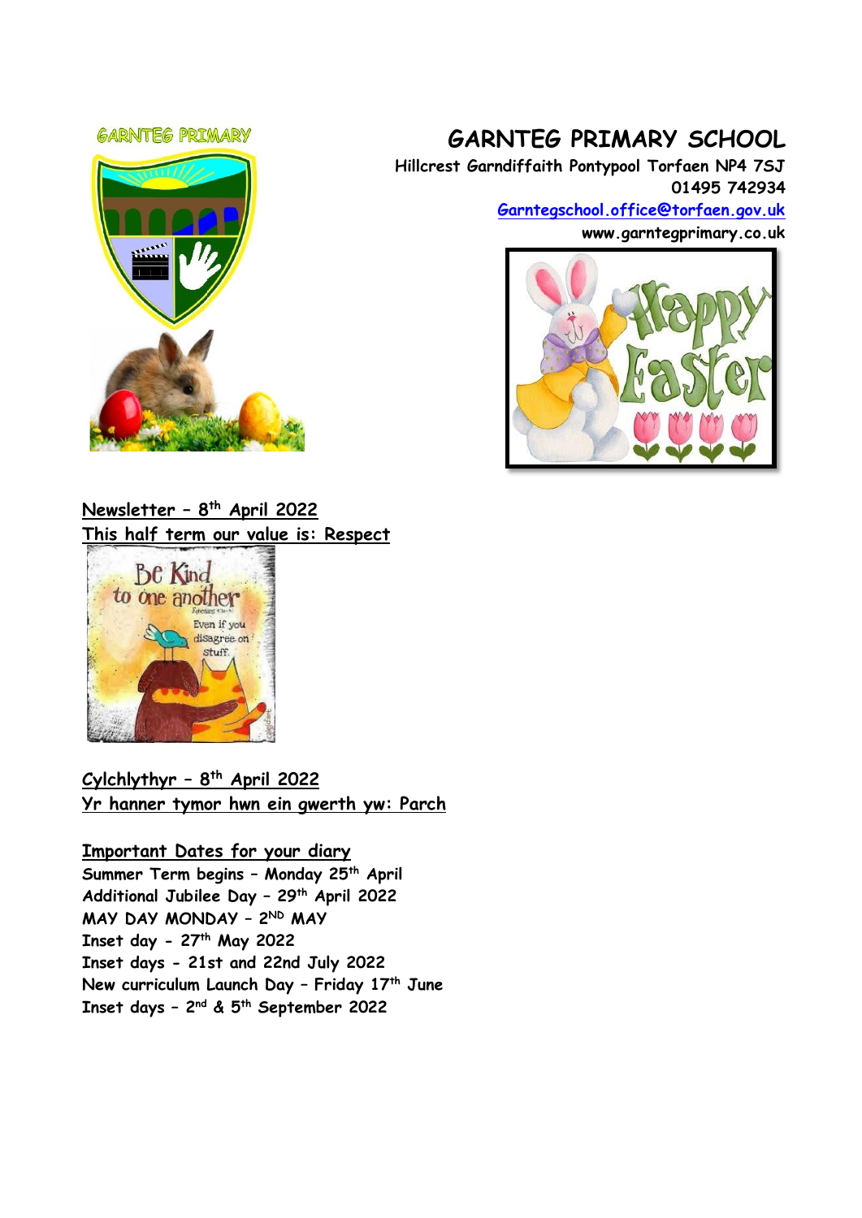# GARNTEG PRIMARY SCHOOL

Hillcrest Garndiffaith Pontypool Torfaen NP4 7SJ
01495 742934
Garntegschool.office@torfaen.gov.uk
www.garntegprimary.co.uk

**Newsletter – 8th April 2022**
**This half term our value is: Respect**

**Cylchlythyr – 8th April 2022**
**Yr hanner tymor hwn ein gwerth yw: Parch**

**Important Dates for your diary**

Summer Term begins – Monday 25th April
Additional Jubilee Day – 29th April 2022
MAY DAY MONDAY – 2ND MAY
Inset day - 27th May 2022
Inset days - 21st and 22nd July 2022
New curriculum Launch Day – Friday 17th June
Inset days – 2nd & 5th September 2022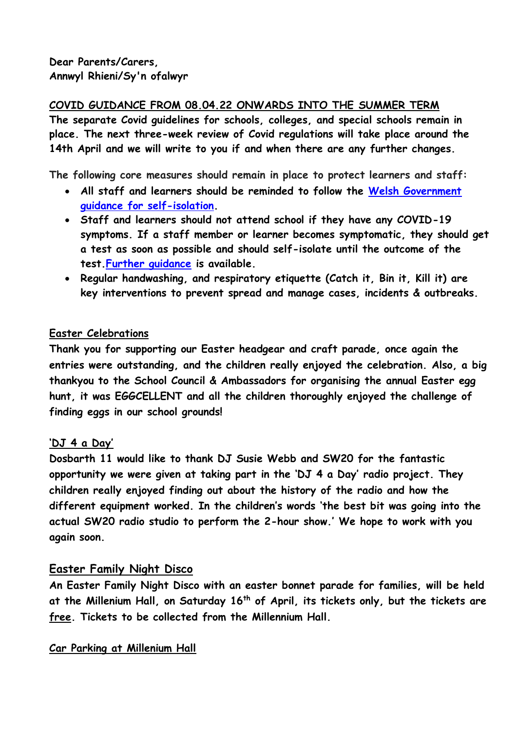**Dear Parents/Carers,**
**Annwyl Rhieni/Sy'n ofalwyr**

**COVID GUIDANCE FROM 08.04.22 ONWARDS INTO THE SUMMER TERM**

**The separate Covid guidelines for schools, colleges, and special schools remain in place. The next three-week review of Covid regulations will take place around the 14th April and we will write to you if and when there are any further changes.**

**The following core measures should remain in place to protect learners and staff:**

- **All staff and learners should be reminded to follow the [Welsh Government guidance for self-isolation](#).**
- **Staff and learners should not attend school if they have any COVID-19 symptoms. If a staff member or learner becomes symptomatic, they should get a test as soon as possible and should self-isolate until the outcome of the test.[Further guidance](#) is available.**
- **Regular handwashing, and respiratory etiquette (Catch it, Bin it, Kill it) are key interventions to prevent spread and manage cases, incidents & outbreaks.**

**Easter Celebrations**

**Thank you for supporting our Easter headgear and craft parade, once again the entries were outstanding, and the children really enjoyed the celebration. Also, a big thankyou to the School Council & Ambassadors for organising the annual Easter egg hunt, it was EGGCELLENT and all the children thoroughly enjoyed the challenge of finding eggs in our school grounds!**

**'DJ 4 a Day'**

**Dosbarth 11 would like to thank DJ Susie Webb and SW20 for the fantastic opportunity we were given at taking part in the 'DJ 4 a Day' radio project. They children really enjoyed finding out about the history of the radio and how the different equipment worked. In the children's words 'the best bit was going into the actual SW20 radio studio to perform the 2-hour show.' We hope to work with you again soon.**

**Easter Family Night Disco**

**An Easter Family Night Disco with an easter bonnet parade for families, will be held at the Millenium Hall, on Saturday 16th of April, its tickets only, but the tickets are free. Tickets to be collected from the Millennium Hall.**

**Car Parking at Millenium Hall**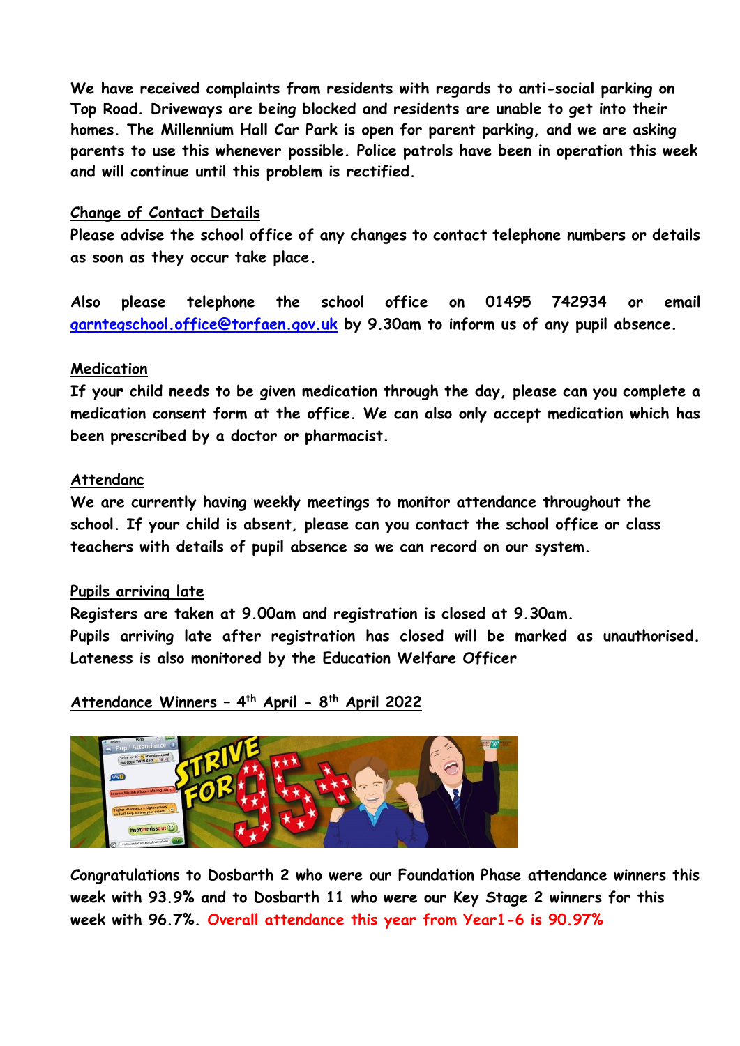**We have received complaints from residents with regards to anti-social parking on Top Road. Driveways are being blocked and residents are unable to get into their homes. The Millennium Hall Car Park is open for parent parking, and we are asking parents to use this whenever possible. Police patrols have been in operation this week and will continue until this problem is rectified.**

## Change of Contact Details

**Please advise the school office of any changes to contact telephone numbers or details as soon as they occur take place.**

**Also please telephone the school office on 01495 742934 or email [garntegschool.office@torfaen.gov.uk](mailto:garntegschool.office@torfaen.gov.uk) by 9.30am to inform us of any pupil absence.**

## Medication

**If your child needs to be given medication through the day, please can you complete a medication consent form at the office. We can also only accept medication which has been prescribed by a doctor or pharmacist.**

## Attendanc

**We are currently having weekly meetings to monitor attendance throughout the school. If your child is absent, please can you contact the school office or class teachers with details of pupil absence so we can record on our system.**

## Pupils arriving late

**Registers are taken at 9.00am and registration is closed at 9.30am.**
**Pupils arriving late after registration has closed will be marked as unauthorised. Lateness is also monitored by the Education Welfare Officer**

## Attendance Winners – 4th April - 8th April 2022

**Congratulations to Dosbarth 2 who were our Foundation Phase attendance winners this week with 93.9% and to Dosbarth 11 who were our Key Stage 2 winners for this week with 96.7%. Overall attendance this year from Year1-6 is 90.97%**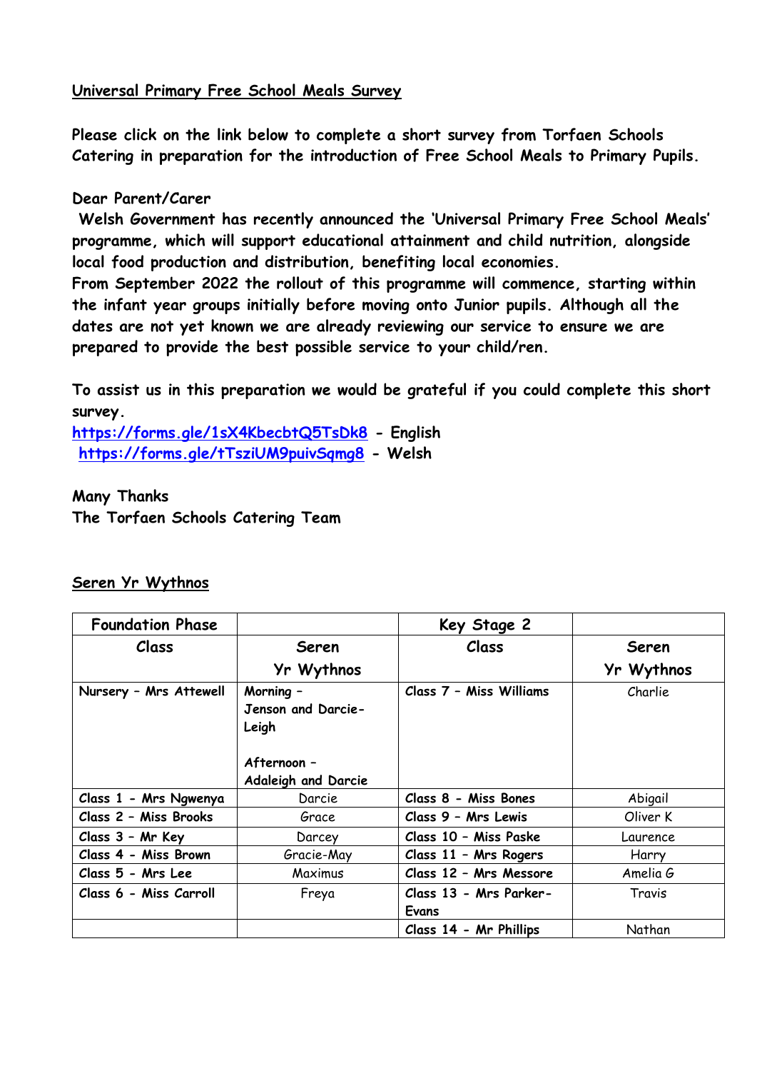## Universal Primary Free School Meals Survey

**Please click on the link below to complete a short survey from Torfaen Schools Catering in preparation for the introduction of Free School Meals to Primary Pupils.**

**Dear Parent/Carer**

**Welsh Government has recently announced the 'Universal Primary Free School Meals' programme, which will support educational attainment and child nutrition, alongside local food production and distribution, benefiting local economies.**
**From September 2022 the rollout of this programme will commence, starting within the infant year groups initially before moving onto Junior pupils. Although all the dates are not yet known we are already reviewing our service to ensure we are prepared to provide the best possible service to your child/ren.**

**To assist us in this preparation we would be grateful if you could complete this short survey.**
**https://forms.gle/1sX4KbecbtQ5TsDk8 - English**
**https://forms.gle/tTsziUM9puivSqmg8 - Welsh**

**Many Thanks**
**The Torfaen Schools Catering Team**

## Seren Yr Wythnos

| Foundation Phase | | Key Stage 2 | |
|---|---|---|---|
| Class | Seren Yr Wythnos | Class | Seren Yr Wythnos |
| Nursery - Mrs Attewell | Morning - Jenson and Darcie-Leigh<br><br>Afternoon - Adaleigh and Darcie | Class 7 - Miss Williams | Charlie |
| Class 1 - Mrs Ngwenya | Darcie | Class 8 - Miss Bones | Abigail |
| Class 2 - Miss Brooks | Grace | Class 9 - Mrs Lewis | Oliver K |
| Class 3 - Mr Key | Darcey | Class 10 - Miss Paske | Laurence |
| Class 4 - Miss Brown | Gracie-May | Class 11 - Mrs Rogers | Harry |
| Class 5 - Mrs Lee | Maximus | Class 12 - Mrs Messore | Amelia G |
| Class 6 - Miss Carroll | Freya | Class 13 - Mrs Parker-Evans | Travis |
| | | Class 14 - Mr Phillips | Nathan |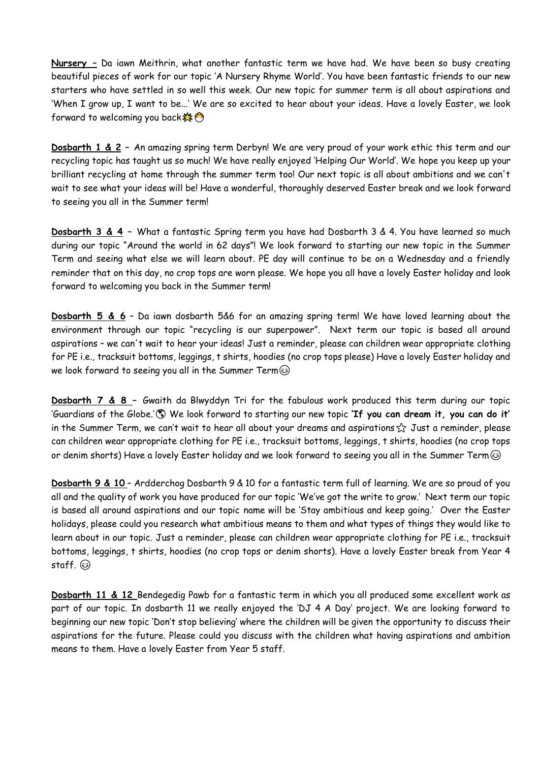**Nursery –** Da iawn Meithrin, what another fantastic term we have had. We have been so busy creating beautiful pieces of work for our topic 'A Nursery Rhyme World'. You have been fantastic friends to our new starters who have settled in so well this week. Our new topic for summer term is all about aspirations and 'When I grow up, I want to be...' We are so excited to hear about your ideas. Have a lovely Easter, we look forward to welcoming you back 💥 🐣

**Dosbarth 1 & 2 –** An amazing spring term Derbyn! We are very proud of your work ethic this term and our recycling topic has taught us so much! We have really enjoyed 'Helping Our World'. We hope you keep up your brilliant recycling at home through the summer term too! Our next topic is all about ambitions and we can't wait to see what your ideas will be! Have a wonderful, thoroughly deserved Easter break and we look forward to seeing you all in the Summer term!

**Dosbarth 3 & 4 –** What a fantastic Spring term you have had Dosbarth 3 & 4. You have learned so much during our topic "Around the world in 62 days"! We look forward to starting our new topic in the Summer Term and seeing what else we will learn about. PE day will continue to be on a Wednesday and a friendly reminder that on this day, no crop tops are worn please. We hope you all have a lovely Easter holiday and look forward to welcoming you back in the Summer term!

**Dosbarth 5 & 6 –** Da iawn dosbarth 5&6 for an amazing spring term! We have loved learning about the environment through our topic "recycling is our superpower". Next term our topic is based all around aspirations – we can't wait to hear your ideas! Just a reminder, please can children wear appropriate clothing for PE i.e., tracksuit bottoms, leggings, t shirts, hoodies (no crop tops please) Have a lovely Easter holiday and we look forward to seeing you all in the Summer Term 😊

**Dosbarth 7 & 8 –** Gwaith da Blwyddyn Tri for the fabulous work produced this term during our topic 'Guardians of the Globe.' 🌎 We look forward to starting our new topic **'If you can dream it, you can do it'** in the Summer Term, we can't wait to hear all about your dreams and aspirations ☆ Just a reminder, please can children wear appropriate clothing for PE i.e., tracksuit bottoms, leggings, t shirts, hoodies (no crop tops or denim shorts) Have a lovely Easter holiday and we look forward to seeing you all in the Summer Term 😊

**Dosbarth 9 & 10 –** Ardderchog Dosbarth 9 & 10 for a fantastic term full of learning. We are so proud of you all and the quality of work you have produced for our topic 'We've got the write to grow.' Next term our topic is based all around aspirations and our topic name will be 'Stay ambitious and keep going.' Over the Easter holidays, please could you research what ambitious means to them and what types of things they would like to learn about in our topic. Just a reminder, please can children wear appropriate clothing for PE i.e., tracksuit bottoms, leggings, t shirts, hoodies (no crop tops or denim shorts). Have a lovely Easter break from Year 4 staff. 😊

**Dosbarth 11 & 12** Bendegedig Pawb for a fantastic term in which you all produced some excellent work as part of our topic. In dosbarth 11 we really enjoyed the 'DJ 4 A Day' project. We are looking forward to beginning our new topic 'Don't stop believing' where the children will be given the opportunity to discuss their aspirations for the future. Please could you discuss with the children what having aspirations and ambition means to them. Have a lovely Easter from Year 5 staff.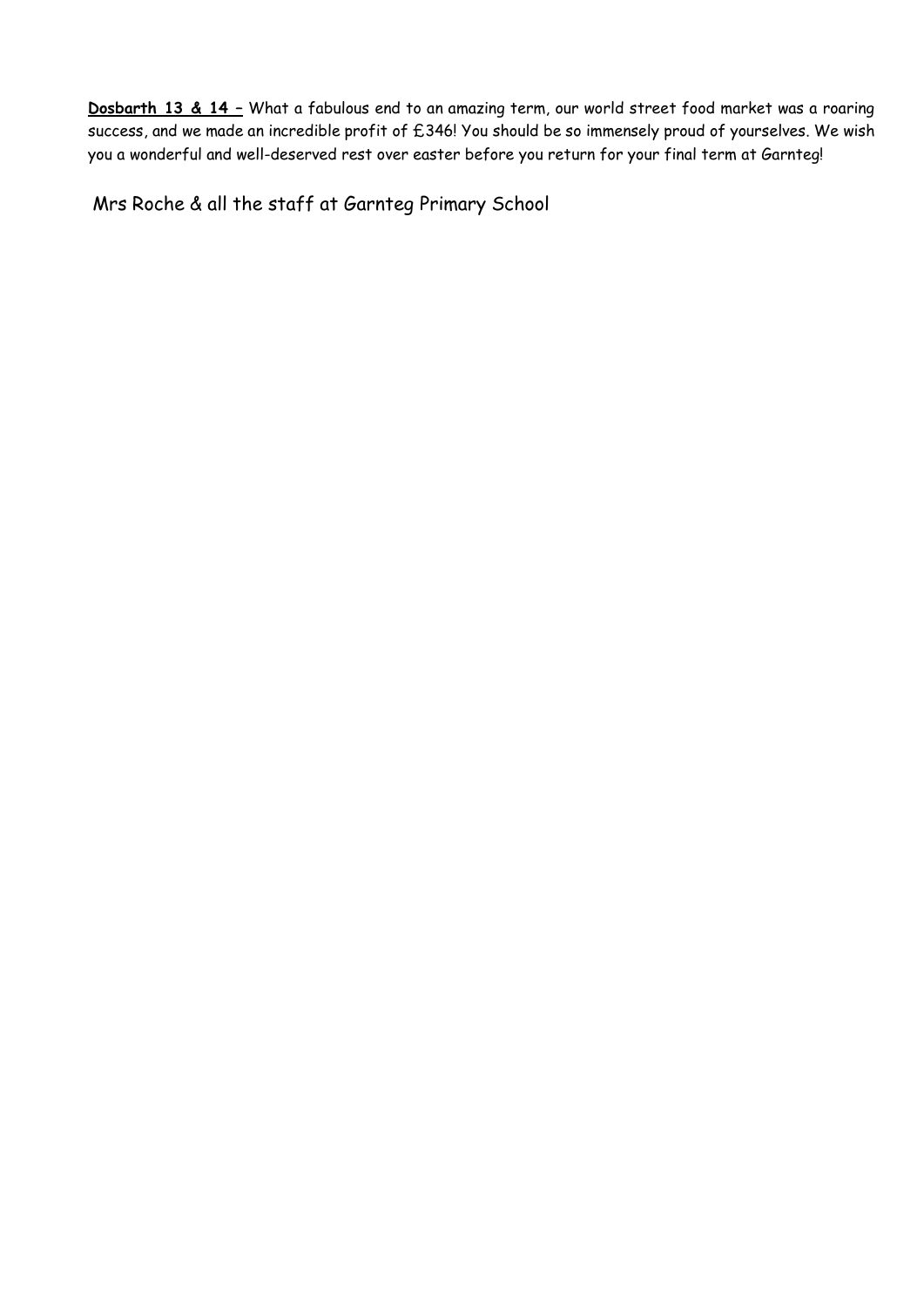**<u>Dosbarth 13 & 14 –</u>** What a fabulous end to an amazing term, our world street food market was a roaring success, and we made an incredible profit of £346! You should be so immensely proud of yourselves. We wish you a wonderful and well-deserved rest over easter before you return for your final term at Garnteg!

Mrs Roche & all the staff at Garnteg Primary School